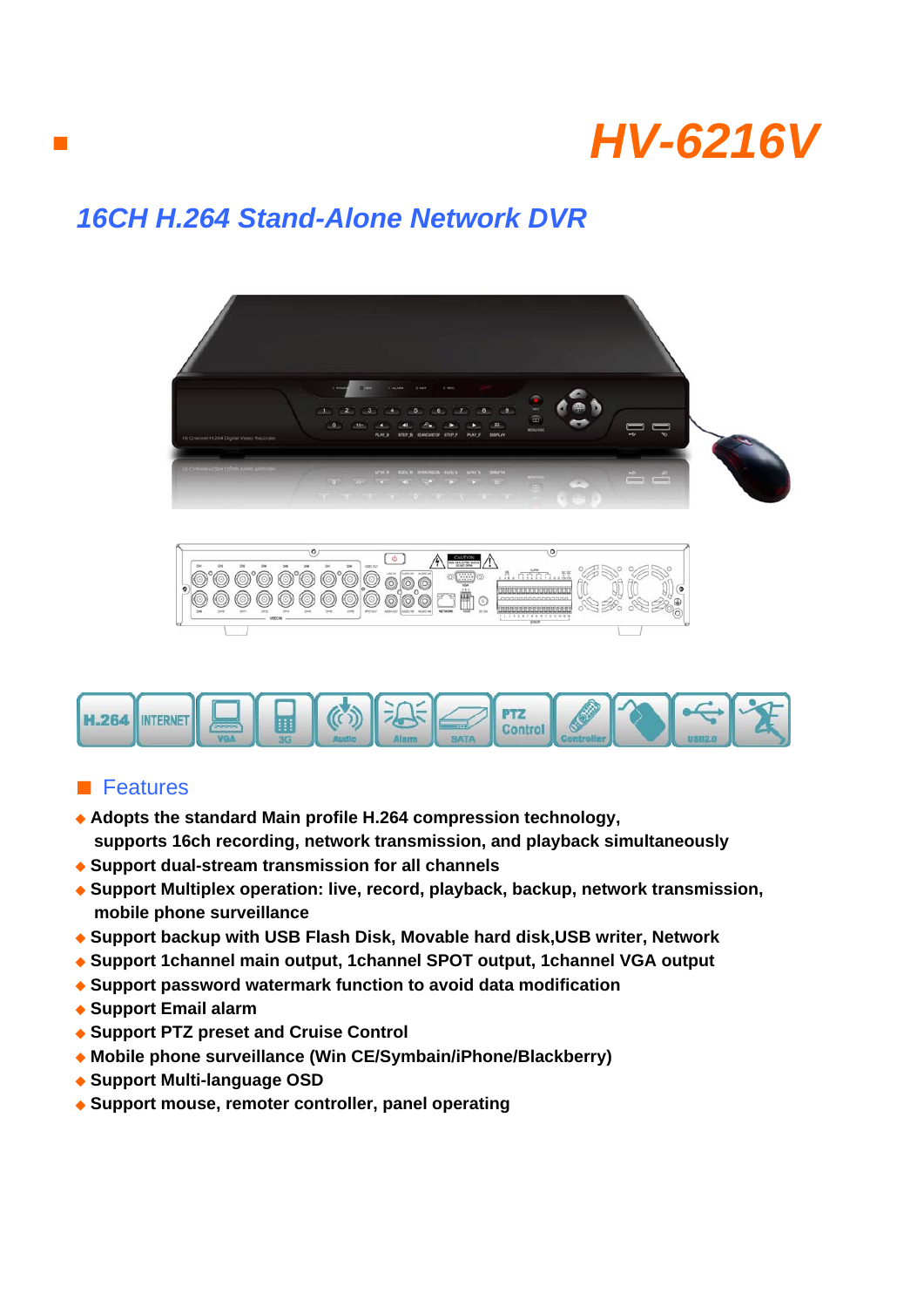# HV-6216V

## 16CH H.264 Stand-Alone Network DVR

## Features

- Adopts the standard Main profile H.264 compression technology, supports 16ch recording, network transmission, and playback simultaneously
- Support dual-stream transmission for all channels
- Support Multiplex operation: live, record, playback, backup, network transmission, mobile phone surveillance
- Support backup with USB Flash Disk, Movable hard disk,USB writer, Network
- Support 1channel main output, 1channel SPOT output, 1channel VGA output
- Support password watermark function to avoid data modification
- Support Email alarm
- Support PTZ preset and Cruise Control
- Mobile phone surveillance (Win CE/Symbain/iPhone/Blackberry)
- Support Multi-language OSD
- Support mouse, remoter controller, panel operating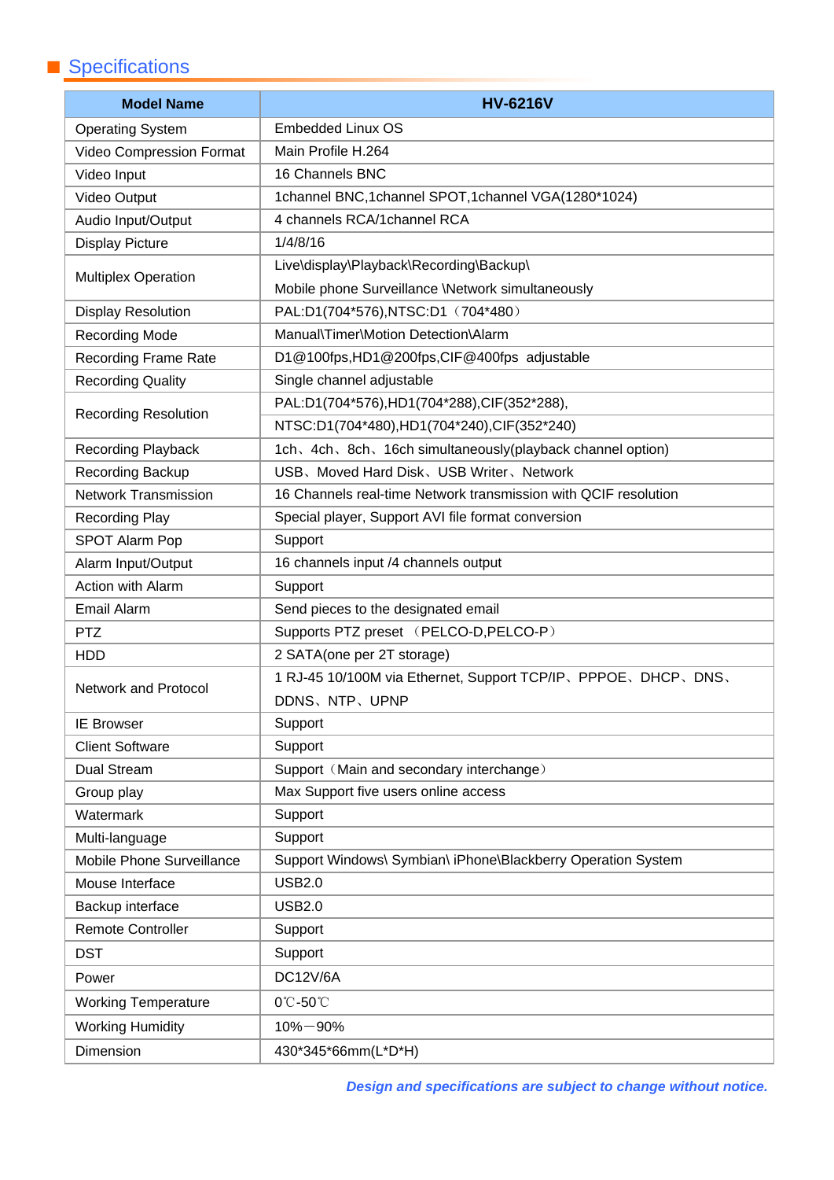## Specifications

| Model Name | HV-6216V |
|---|---|
| Operating System | Embedded Linux OS |
| Video Compression Format | Main Profile H.264 |
| Video Input | 16 Channels BNC |
| Video Output | 1channel BNC,1channel SPOT,1channel VGA(1280*1024) |
| Audio Input/Output | 4 channels RCA/1channel RCA |
| Display Picture | 1/4/8/16 |
| Multiplex Operation | Live\display\Playback\Recording\Backup\ Mobile phone Surveillance \Network simultaneously |
| Display Resolution | PAL:D1(704*576),NTSC:D1（704*480） |
| Recording Mode | Manual\Timer\Motion Detection\Alarm |
| Recording Frame Rate | D1@100fps,HD1@200fps,CIF@400fps adjustable |
| Recording Quality | Single channel adjustable |
| Recording Resolution | PAL:D1(704*576),HD1(704*288),CIF(352*288), NTSC:D1(704*480),HD1(704*240),CIF(352*240) |
| Recording Playback | 1ch、4ch、8ch、16ch simultaneously(playback channel option) |
| Recording Backup | USB、Moved Hard Disk、USB Writer、Network |
| Network Transmission | 16 Channels real-time Network transmission with QCIF resolution |
| Recording Play | Special player, Support AVI file format conversion |
| SPOT Alarm Pop | Support |
| Alarm Input/Output | 16 channels input /4 channels output |
| Action with Alarm | Support |
| Email Alarm | Send pieces to the designated email |
| PTZ | Supports PTZ preset （PELCO-D,PELCO-P） |
| HDD | 2 SATA(one per 2T storage) |
| Network and Protocol | 1 RJ-45 10/100M via Ethernet, Support TCP/IP、PPPOE、DHCP、DNS、DDNS、NTP、UPNP |
| IE Browser | Support |
| Client Software | Support |
| Dual Stream | Support（Main and secondary interchange） |
| Group play | Max Support five users online access |
| Watermark | Support |
| Multi-language | Support |
| Mobile Phone Surveillance | Support Windows\ Symbian\ iPhone\Blackberry Operation System |
| Mouse Interface | USB2.0 |
| Backup interface | USB2.0 |
| Remote Controller | Support |
| DST | Support |
| Power | DC12V/6A |
| Working Temperature | 0℃-50℃ |
| Working Humidity | 10%－90% |
| Dimension | 430*345*66mm(L*D*H) |

***Design and specifications are subject to change without notice.***